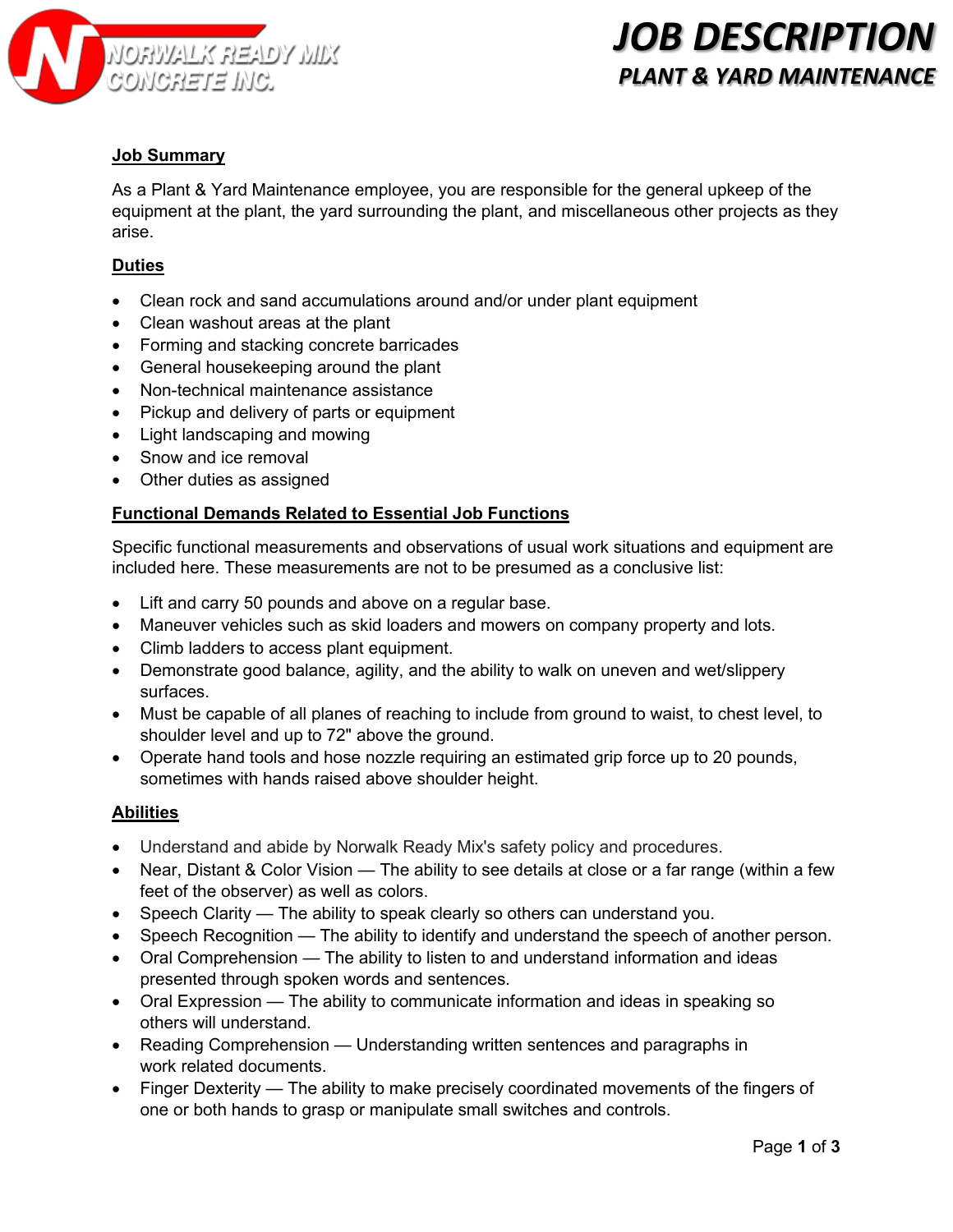NORWALK READY MIX CONCRETE INC.

# JOB DESCRIPTION

## PLANT & YARD MAINTENANCE

### Job Summary

As a Plant & Yard Maintenance employee, you are responsible for the general upkeep of the equipment at the plant, the yard surrounding the plant, and miscellaneous other projects as they arise.

### Duties

- Clean rock and sand accumulations around and/or under plant equipment
- Clean washout areas at the plant
- Forming and stacking concrete barricades
- General housekeeping around the plant
- Non-technical maintenance assistance
- Pickup and delivery of parts or equipment
- Light landscaping and mowing
- Snow and ice removal
- Other duties as assigned

### Functional Demands Related to Essential Job Functions

Specific functional measurements and observations of usual work situations and equipment are included here. These measurements are not to be presumed as a conclusive list:

- Lift and carry 50 pounds and above on a regular base.
- Maneuver vehicles such as skid loaders and mowers on company property and lots.
- Climb ladders to access plant equipment.
- Demonstrate good balance, agility, and the ability to walk on uneven and wet/slippery surfaces.
- Must be capable of all planes of reaching to include from ground to waist, to chest level, to shoulder level and up to 72" above the ground.
- Operate hand tools and hose nozzle requiring an estimated grip force up to 20 pounds, sometimes with hands raised above shoulder height.

### Abilities

- Understand and abide by Norwalk Ready Mix's safety policy and procedures.
- Near, Distant & Color Vision — The ability to see details at close or a far range (within a few feet of the observer) as well as colors.
- Speech Clarity — The ability to speak clearly so others can understand you.
- Speech Recognition — The ability to identify and understand the speech of another person.
- Oral Comprehension — The ability to listen to and understand information and ideas presented through spoken words and sentences.
- Oral Expression — The ability to communicate information and ideas in speaking so others will understand.
- Reading Comprehension — Understanding written sentences and paragraphs in work related documents.
- Finger Dexterity — The ability to make precisely coordinated movements of the fingers of one or both hands to grasp or manipulate small switches and controls.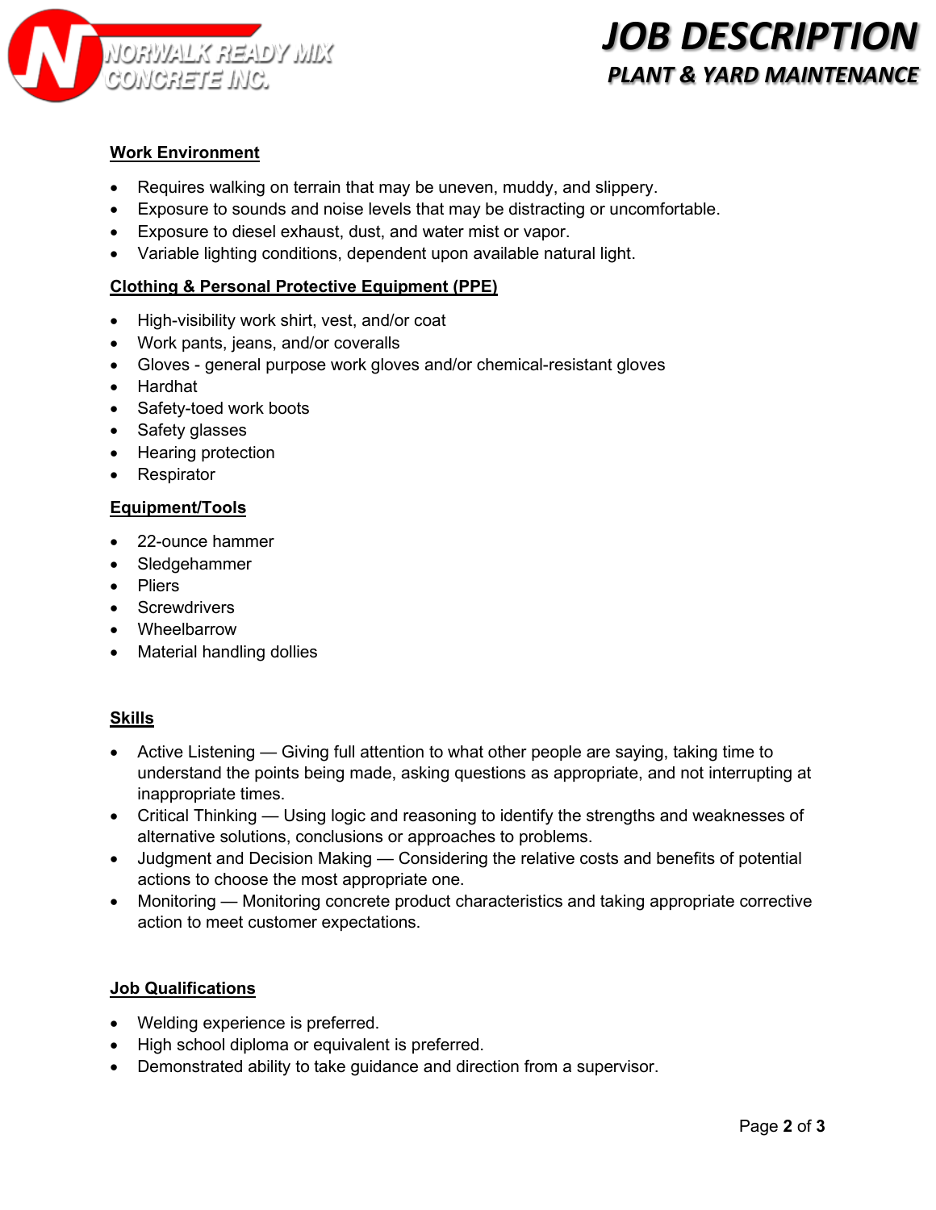## Work Environment

- Requires walking on terrain that may be uneven, muddy, and slippery.
- Exposure to sounds and noise levels that may be distracting or uncomfortable.
- Exposure to diesel exhaust, dust, and water mist or vapor.
- Variable lighting conditions, dependent upon available natural light.

## Clothing & Personal Protective Equipment (PPE)

- High-visibility work shirt, vest, and/or coat
- Work pants, jeans, and/or coveralls
- Gloves - general purpose work gloves and/or chemical-resistant gloves
- Hardhat
- Safety-toed work boots
- Safety glasses
- Hearing protection
- Respirator

## Equipment/Tools

- 22-ounce hammer
- Sledgehammer
- Pliers
- Screwdrivers
- Wheelbarrow
- Material handling dollies

## Skills

- Active Listening — Giving full attention to what other people are saying, taking time to understand the points being made, asking questions as appropriate, and not interrupting at inappropriate times.
- Critical Thinking — Using logic and reasoning to identify the strengths and weaknesses of alternative solutions, conclusions or approaches to problems.
- Judgment and Decision Making — Considering the relative costs and benefits of potential actions to choose the most appropriate one.
- Monitoring — Monitoring concrete product characteristics and taking appropriate corrective action to meet customer expectations.

## Job Qualifications

- Welding experience is preferred.
- High school diploma or equivalent is preferred.
- Demonstrated ability to take guidance and direction from a supervisor.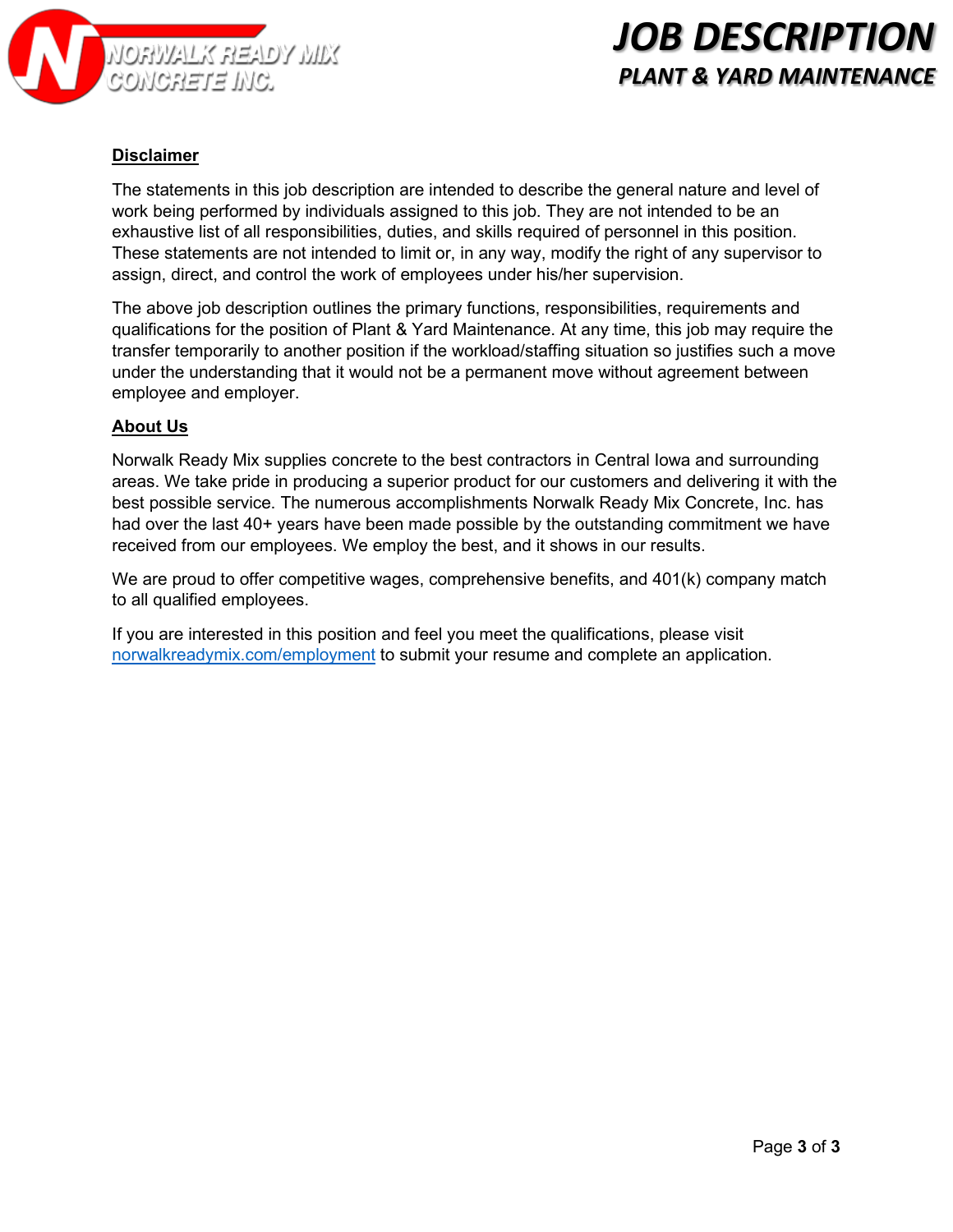**Disclaimer**

The statements in this job description are intended to describe the general nature and level of work being performed by individuals assigned to this job. They are not intended to be an exhaustive list of all responsibilities, duties, and skills required of personnel in this position. These statements are not intended to limit or, in any way, modify the right of any supervisor to assign, direct, and control the work of employees under his/her supervision.

The above job description outlines the primary functions, responsibilities, requirements and qualifications for the position of Plant & Yard Maintenance. At any time, this job may require the transfer temporarily to another position if the workload/staffing situation so justifies such a move under the understanding that it would not be a permanent move without agreement between employee and employer.

**About Us**

Norwalk Ready Mix supplies concrete to the best contractors in Central Iowa and surrounding areas. We take pride in producing a superior product for our customers and delivering it with the best possible service. The numerous accomplishments Norwalk Ready Mix Concrete, Inc. has had over the last 40+ years have been made possible by the outstanding commitment we have received from our employees. We employ the best, and it shows in our results.

We are proud to offer competitive wages, comprehensive benefits, and 401(k) company match to all qualified employees.

If you are interested in this position and feel you meet the qualifications, please visit [norwalkreadymix.com/employment](norwalkreadymix.com/employment) to submit your resume and complete an application.